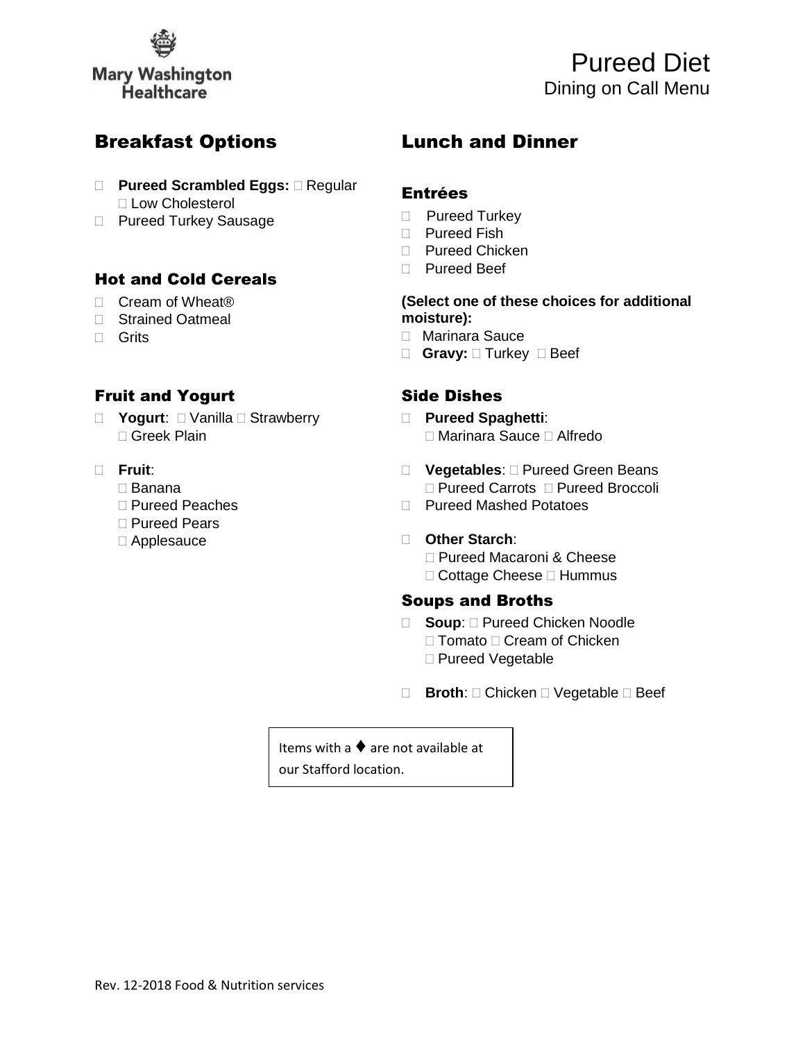Mary Washington Healthcare

# Pureed Diet

Dining on Call Menu

## Breakfast Options

- **Pureed Scrambled Eggs:** □ Regular □ Low Cholesterol
- Pureed Turkey Sausage

### Hot and Cold Cereals

- Cream of Wheat®
- Strained Oatmeal
- Grits

### Fruit and Yogurt

- **Yogurt**: □ Vanilla □ Strawberry □ Greek Plain
- **Fruit**:
  - □ Banana
  - □ Pureed Peaches
  - □ Pureed Pears
  - □ Applesauce

## Lunch and Dinner

### Entrées

- Pureed Turkey
- Pureed Fish
- Pureed Chicken
- Pureed Beef

**(Select one of these choices for additional moisture):**

- Marinara Sauce
- **Gravy:** □ Turkey □ Beef

### Side Dishes

- **Pureed Spaghetti**: □ Marinara Sauce □ Alfredo
- **Vegetables**: □ Pureed Green Beans □ Pureed Carrots □ Pureed Broccoli
- Pureed Mashed Potatoes
- **Other Starch**: □ Pureed Macaroni & Cheese □ Cottage Cheese □ Hummus

### Soups and Broths

- **Soup**: □ Pureed Chicken Noodle □ Tomato □ Cream of Chicken □ Pureed Vegetable
- **Broth**: □ Chicken □ Vegetable □ Beef

Items with a ♦ are not available at our Stafford location.

Rev. 12-2018 Food & Nutrition services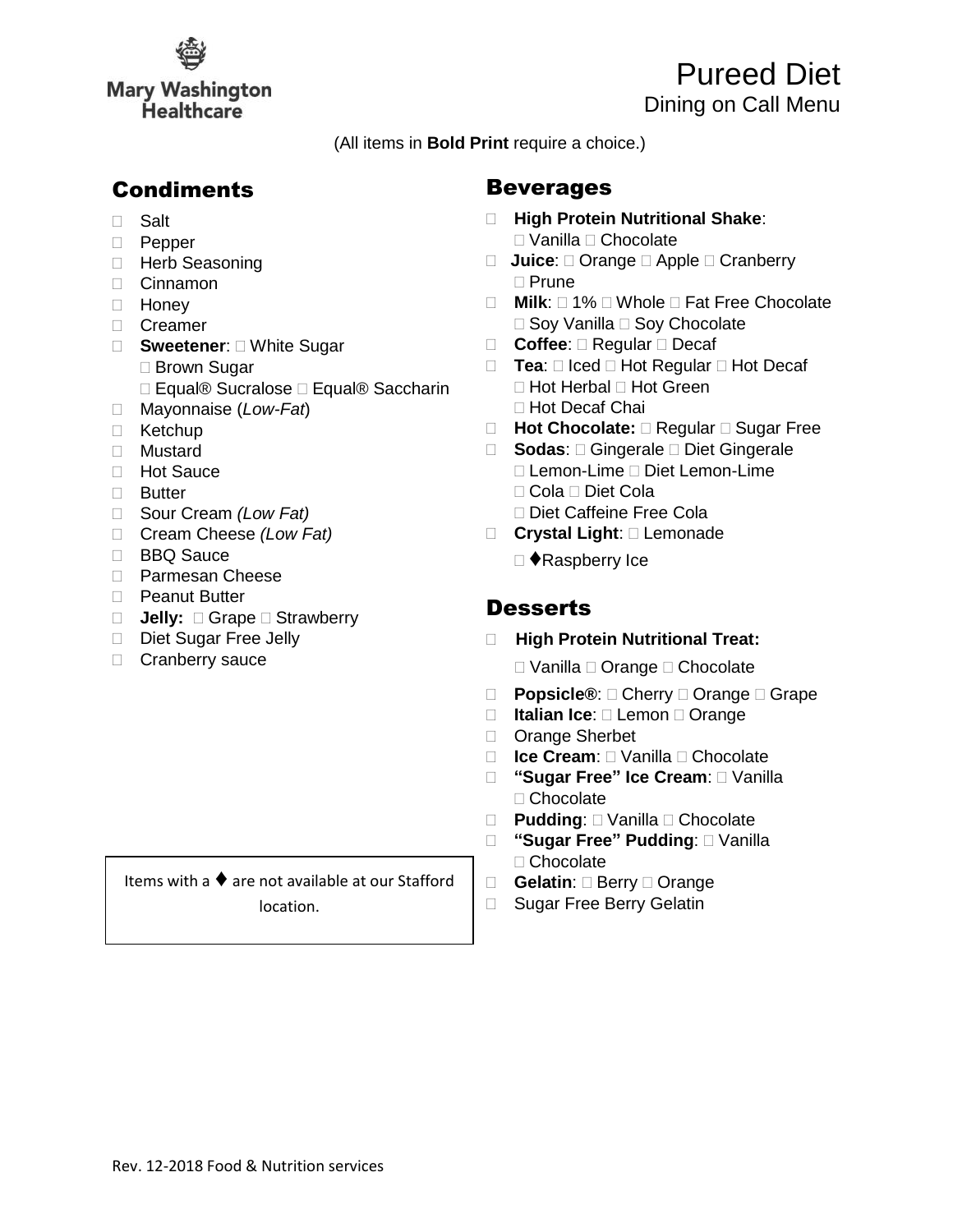Mary Washington Healthcare

# Pureed Diet

Dining on Call Menu

(All items in **Bold Print** require a choice.)

## Condiments

-  Salt
-  Pepper
-  Herb Seasoning
-  Cinnamon
-  Honey
-  Creamer
-  **Sweetener**:  White Sugar  Brown Sugar  Equal® Sucralose  Equal® Saccharin
-  Mayonnaise (*Low-Fat*)
-  Ketchup
-  Mustard
-  Hot Sauce
-  Butter
-  Sour Cream *(Low Fat)*
-  Cream Cheese *(Low Fat)*
-  BBQ Sauce
-  Parmesan Cheese
-  Peanut Butter
-  **Jelly:**  Grape  Strawberry
-  Diet Sugar Free Jelly
-  Cranberry sauce

Items with a ♦ are not available at our Stafford location.

## Beverages

-  **High Protein Nutritional Shake**:  Vanilla  Chocolate
-  **Juice**:  Orange  Apple  Cranberry  Prune
-  **Milk**:  1%  Whole  Fat Free Chocolate  Soy Vanilla  Soy Chocolate
-  **Coffee**:  Regular  Decaf
-  **Tea**:  Iced  Hot Regular  Hot Decaf  Hot Herbal  Hot Green  Hot Decaf Chai
-  **Hot Chocolate:**  Regular  Sugar Free
-  **Sodas**:  Gingerale  Diet Gingerale  Lemon-Lime  Diet Lemon-Lime  Cola  Diet Cola  Diet Caffeine Free Cola
-  **Crystal Light**:  Lemonade  ♦Raspberry Ice

## Desserts

-  **High Protein Nutritional Treat:**  Vanilla  Orange  Chocolate
-  **Popsicle®**:  Cherry  Orange  Grape
-  **Italian Ice**:  Lemon  Orange
-  Orange Sherbet
-  **Ice Cream**:  Vanilla  Chocolate
-  **"Sugar Free" Ice Cream**:  Vanilla  Chocolate
-  **Pudding**:  Vanilla  Chocolate
-  **"Sugar Free" Pudding**:  Vanilla  Chocolate
-  **Gelatin**:  Berry  Orange
-  Sugar Free Berry Gelatin

Rev. 12-2018 Food & Nutrition services